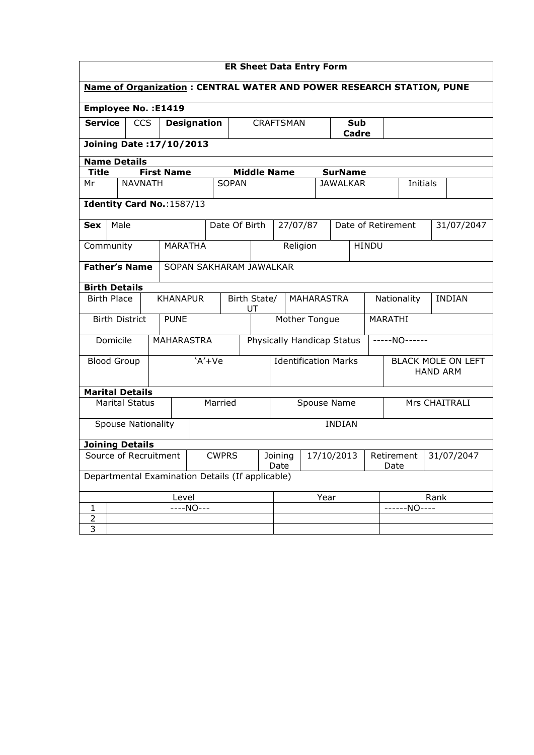# ER Sheet Data Entry Form

**Name of Organization : CENTRAL WATER AND POWER RESEARCH STATION, PUNE**

**Employee No. :E1419**

| **Service** | CCS | **Designation** | CRAFTSMAN | **Sub Cadre** | |
|---|---|---|---|---|---|

**Joining Date :17/10/2013**

**Name Details**

| **Title** | **First Name** | **Middle Name** | **SurName** | | |
|---|---|---|---|---|---|
| Mr | NAVNATH | SOPAN | JAWALKAR | Initials | |

**Identity Card No.**:1587/13

| **Sex** | Male | Date Of Birth | 27/07/87 | Date of Retirement | 31/07/2047 |
|---|---|---|---|---|---|

| Community | MARATHA | Religion | HINDU |
|---|---|---|---|

| **Father's Name** | SOPAN SAKHARAM JAWALKAR |
|---|---|

**Birth Details**

| Birth Place | KHANAPUR | Birth State/ UT | MAHARASTRA | Nationality | INDIAN |
|---|---|---|---|---|---|
| Birth District | PUNE | Mother Tongue | MARATHI | | |
| Domicile | MAHARASTRA | Physically Handicap Status | -----NO------ | | |
| Blood Group | 'A'+Ve | Identification Marks | BLACK MOLE ON LEFT HAND ARM | | |

**Marital Details**

| Marital Status | Married | Spouse Name | Mrs CHAITRALI |
|---|---|---|---|
| Spouse Nationality | INDIAN | | |

**Joining Details**

| Source of Recruitment | CWPRS | Joining Date | 17/10/2013 | Retirement Date | 31/07/2047 |
|---|---|---|---|---|---|

Departmental Examination Details (If applicable)

| | Level | Year | Rank |
|---|---|---|---|
| 1 | ----NO--- | | ------NO---- |
| 2 | | | |
| 3 | | | |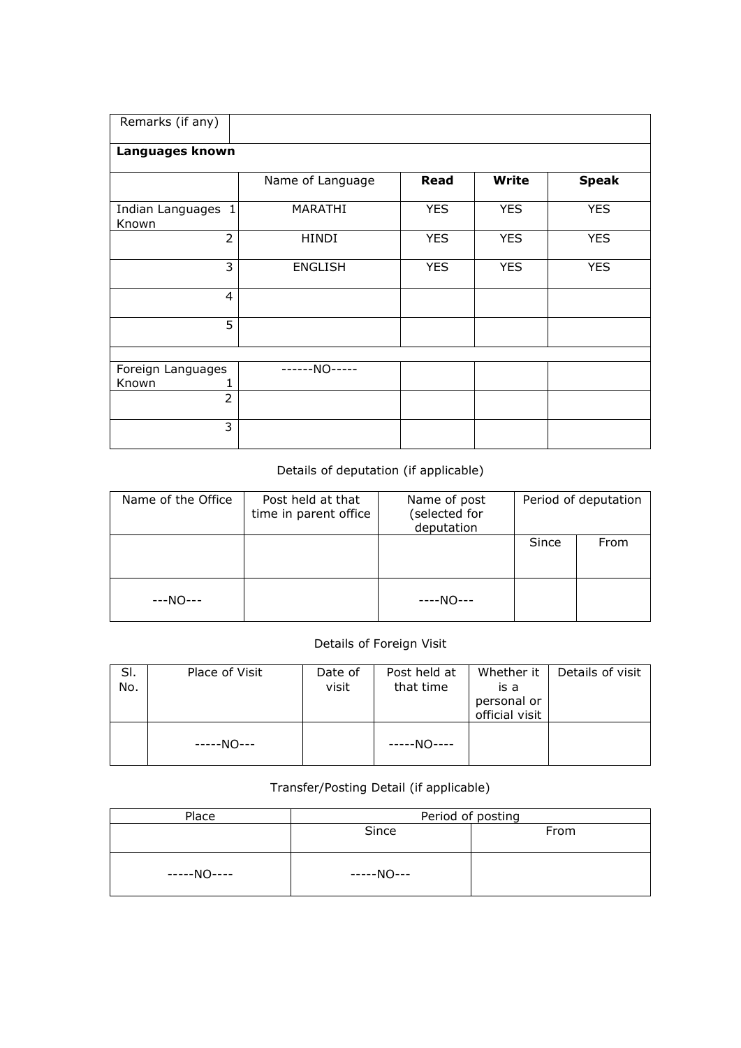| Remarks (if any) | | | | |
|---|---|---|---|---|
| **Languages known** | | | | |
| | Name of Language | **Read** | **Write** | **Speak** |
| Indian Languages Known 1 | MARATHI | YES | YES | YES |
| 2 | HINDI | YES | YES | YES |
| 3 | ENGLISH | YES | YES | YES |
| 4 | | | | |
| 5 | | | | |
| | | | | |
| Foreign Languages Known 1 | ------NO----- | | | |
| 2 | | | | |
| 3 | | | | |

Details of deputation (if applicable)

| Name of the Office | Post held at that time in parent office | Name of post (selected for deputation | Period of deputation | |
|---|---|---|---|---|
| | | | Since | From |
| ---NO--- | | ----NO--- | | |

Details of Foreign Visit

| Sl. No. | Place of Visit | Date of visit | Post held at that time | Whether it is a personal or official visit | Details of visit |
|---|---|---|---|---|---|
| | -----NO--- | | -----NO---- | | |

Transfer/Posting Detail (if applicable)

| Place | Period of posting | |
|---|---|---|
| | Since | From |
| -----NO---- | -----NO--- | |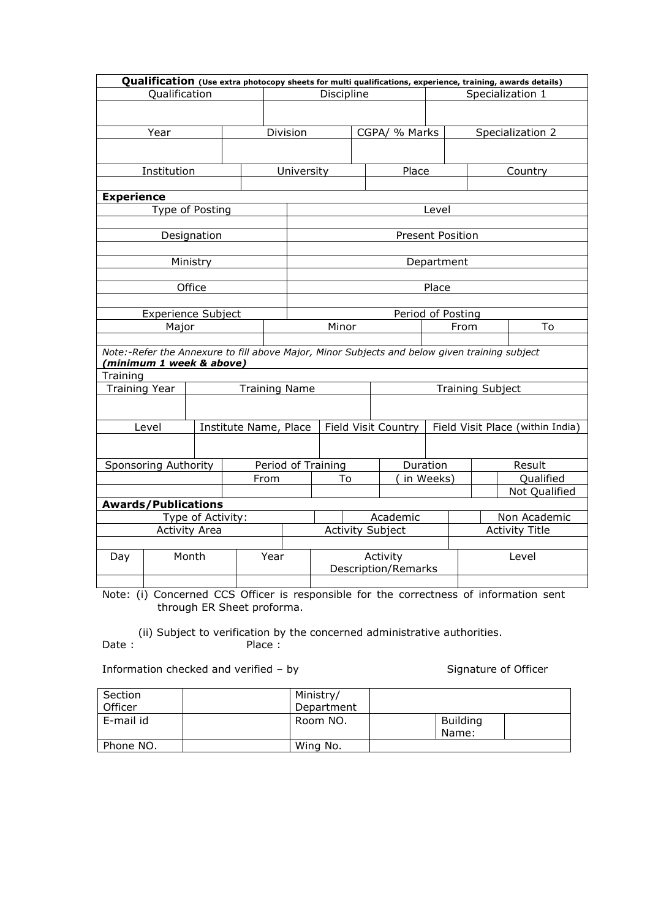**Qualification** (Use extra photocopy sheets for multi qualifications, experience, training, awards details)

| Qualification | Discipline | Specialization 1 |
|---|---|---|
| | | |

| Year | Division | CGPA/ % Marks | Specialization 2 |
|---|---|---|---|
| | | | |

| Institution | University | Place | Country |
|---|---|---|---|
| | | | |

**Experience**

| Type of Posting | Level |
|---|---|
| | |
| **Designation** | **Present Position** |
| | |
| **Ministry** | **Department** |
| | |
| **Office** | **Place** |
| | |

| Experience Subject | | Period of Posting | |
|---|---|---|---|
| Major | Minor | From | To |
| | | | |

*Note:-Refer the Annexure to fill above Major, Minor Subjects and below given training subject* ***(minimum 1 week & above)***

Training

| Training Year | Training Name | Training Subject |
|---|---|---|
| | | |

| Level | Institute Name, Place | Field Visit Country | Field Visit Place (within India) |
|---|---|---|---|
| | | | |

| Sponsoring Authority | Period of Training | | Duration | | Result |
|---|---|---|---|---|---|
| | From | To | ( in Weeks) | | Qualified |
| | | | | | Not Qualified |

**Awards/Publications**

| Type of Activity: | | Academic | | Non Academic |
|---|---|---|---|---|

| Activity Area | Activity Subject | Activity Title |
|---|---|---|
| | | |

| Day | Month | Year | Activity Description/Remarks | Level |
|---|---|---|---|---|
| | | | | |

Note: (i) Concerned CCS Officer is responsible for the correctness of information sent through ER Sheet proforma.

(ii) Subject to verification by the concerned administrative authorities.

Date : Place :

Information checked and verified – by Signature of Officer

| | | | | | |
|---|---|---|---|---|---|
| Section Officer | | Ministry/ Department | | | |
| E-mail id | | Room NO. | | Building Name: | |
| Phone NO. | | Wing No. | | | |